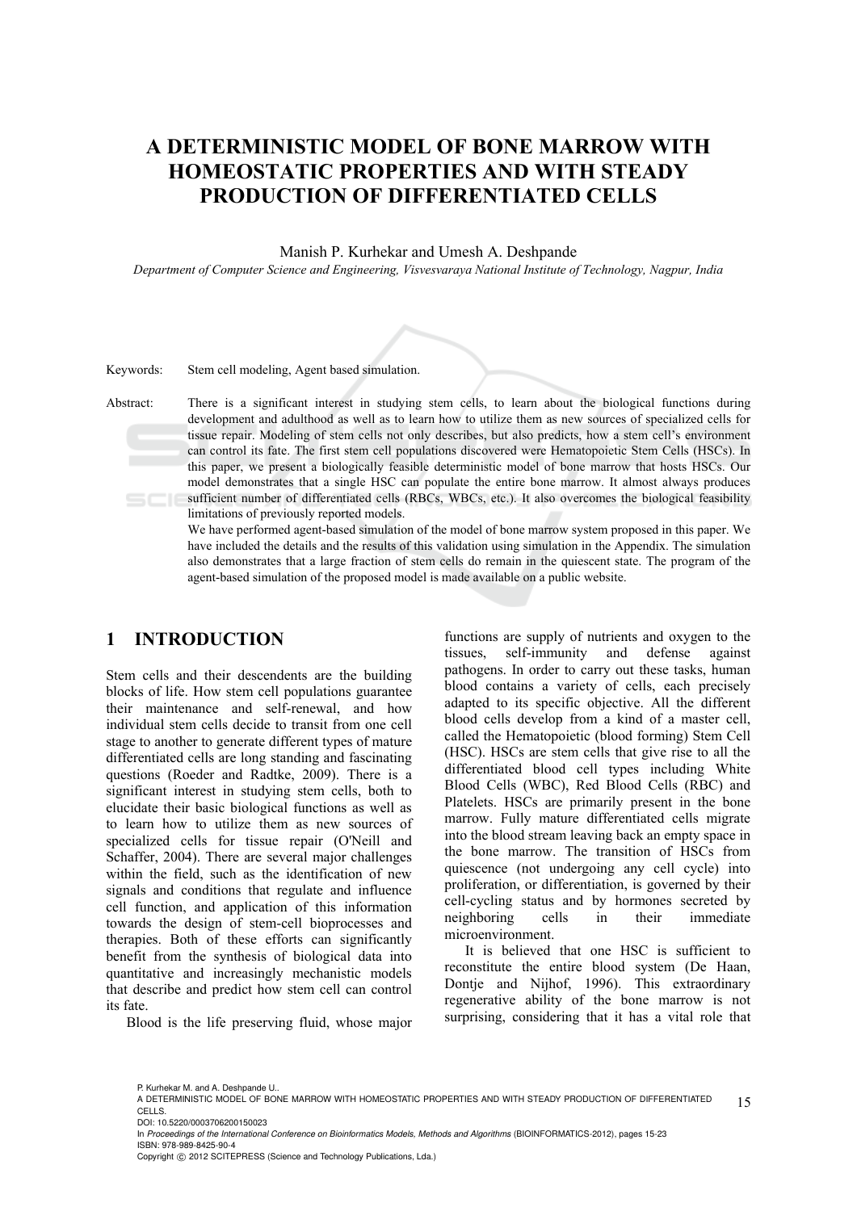# A DETERMINISTIC MODEL OF BONE MARROW WITH HOMEOSTATIC PROPERTIES AND WITH STEADY PRODUCTION OF DIFFERENTIATED CELLS

Manish P. Kurhekar and Umesh A. Deshpande

*Department of Computer Science and Engineering, Visvesvaraya National Institute of Technology, Nagpur, India*

Keywords: Stem cell modeling, Agent based simulation.

Abstract: There is a significant interest in studying stem cells, to learn about the biological functions during development and adulthood as well as to learn how to utilize them as new sources of specialized cells for tissue repair. Modeling of stem cells not only describes, but also predicts, how a stem cell's environment can control its fate. The first stem cell populations discovered were Hematopoietic Stem Cells (HSCs). In this paper, we present a biologically feasible deterministic model of bone marrow that hosts HSCs. Our model demonstrates that a single HSC can populate the entire bone marrow. It almost always produces sufficient number of differentiated cells (RBCs, WBCs, etc.). It also overcomes the biological feasibility limitations of previously reported models.

We have performed agent-based simulation of the model of bone marrow system proposed in this paper. We have included the details and the results of this validation using simulation in the Appendix. The simulation also demonstrates that a large fraction of stem cells do remain in the quiescent state. The program of the agent-based simulation of the proposed model is made available on a public website.

## 1 INTRODUCTION

Stem cells and their descendents are the building blocks of life. How stem cell populations guarantee their maintenance and self-renewal, and how individual stem cells decide to transit from one cell stage to another to generate different types of mature differentiated cells are long standing and fascinating questions (Roeder and Radtke, 2009). There is a significant interest in studying stem cells, both to elucidate their basic biological functions as well as to learn how to utilize them as new sources of specialized cells for tissue repair (O'Neill and Schaffer, 2004). There are several major challenges within the field, such as the identification of new signals and conditions that regulate and influence cell function, and application of this information towards the design of stem-cell bioprocesses and therapies. Both of these efforts can significantly benefit from the synthesis of biological data into quantitative and increasingly mechanistic models that describe and predict how stem cell can control its fate.

Blood is the life preserving fluid, whose major functions are supply of nutrients and oxygen to the tissues, self-immunity and defense against pathogens. In order to carry out these tasks, human blood contains a variety of cells, each precisely adapted to its specific objective. All the different blood cells develop from a kind of a master cell, called the Hematopoietic (blood forming) Stem Cell (HSC). HSCs are stem cells that give rise to all the differentiated blood cell types including White Blood Cells (WBC), Red Blood Cells (RBC) and Platelets. HSCs are primarily present in the bone marrow. Fully mature differentiated cells migrate into the blood stream leaving back an empty space in the bone marrow. The transition of HSCs from quiescence (not undergoing any cell cycle) into proliferation, or differentiation, is governed by their cell-cycling status and by hormones secreted by neighboring cells in their immediate microenvironment.

It is believed that one HSC is sufficient to reconstitute the entire blood system (De Haan, Dontje and Nijhof, 1996). This extraordinary regenerative ability of the bone marrow is not surprising, considering that it has a vital role that

P. Kurhekar M. and A. Deshpande U..
A DETERMINISTIC MODEL OF BONE MARROW WITH HOMEOSTATIC PROPERTIES AND WITH STEADY PRODUCTION OF DIFFERENTIATED CELLS.
DOI: 10.5220/0003706200150023
In *Proceedings of the International Conference on Bioinformatics Models, Methods and Algorithms* (BIOINFORMATICS-2012), pages 15-23
ISBN: 978-989-8425-90-4
Copyright © 2012 SCITEPRESS (Science and Technology Publications, Lda.)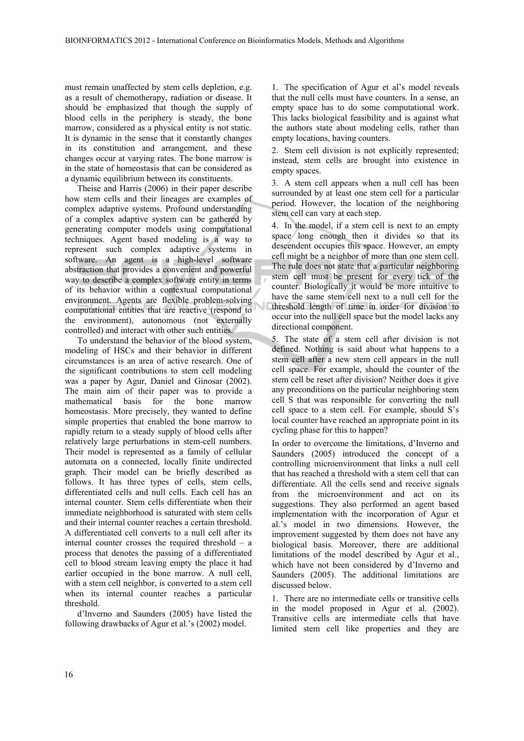must remain unaffected by stem cells depletion, e.g. as a result of chemotherapy, radiation or disease. It should be emphasized that though the supply of blood cells in the periphery is steady, the bone marrow, considered as a physical entity is not static. It is dynamic in the sense that it constantly changes in its constitution and arrangement, and these changes occur at varying rates. The bone marrow is in the state of homeostasis that can be considered as a dynamic equilibrium between its constituents.

Theise and Harris (2006) in their paper describe how stem cells and their lineages are examples of complex adaptive systems. Profound understanding of a complex adaptive system can be gathered by generating computer models using computational techniques. Agent based modeling is a way to represent such complex adaptive systems in software. An agent is a high-level software abstraction that provides a convenient and powerful way to describe a complex software entity in terms of its behavior within a contextual computational environment. Agents are flexible problem-solving computational entities that are reactive (respond to the environment), autonomous (not externally controlled) and interact with other such entities.

To understand the behavior of the blood system, modeling of HSCs and their behavior in different circumstances is an area of active research. One of the significant contributions to stem cell modeling was a paper by Agur, Daniel and Ginosar (2002). The main aim of their paper was to provide a mathematical basis for the bone marrow homeostasis. More precisely, they wanted to define simple properties that enabled the bone marrow to rapidly return to a steady supply of blood cells after relatively large perturbations in stem-cell numbers. Their model is represented as a family of cellular automata on a connected, locally finite undirected graph. Their model can be briefly described as follows. It has three types of cells, stem cells, differentiated cells and null cells. Each cell has an internal counter. Stem cells differentiate when their immediate neighborhood is saturated with stem cells and their internal counter reaches a certain threshold. A differentiated cell converts to a null cell after its internal counter crosses the required threshold – a process that denotes the passing of a differentiated cell to blood stream leaving empty the place it had earlier occupied in the bone marrow. A null cell, with a stem cell neighbor, is converted to a stem cell when its internal counter reaches a particular threshold.

d'Inverno and Saunders (2005) have listed the following drawbacks of Agur et al.'s (2002) model.

1. The specification of Agur et al's model reveals that the null cells must have counters. In a sense, an empty space has to do some computational work. This lacks biological feasibility and is against what the authors state about modeling cells, rather than empty locations, having counters.

2. Stem cell division is not explicitly represented; instead, stem cells are brought into existence in empty spaces.

3. A stem cell appears when a null cell has been surrounded by at least one stem cell for a particular period. However, the location of the neighboring stem cell can vary at each step.

4. In the model, if a stem cell is next to an empty space long enough then it divides so that its descendent occupies this space. However, an empty cell might be a neighbor of more than one stem cell. The rule does not state that a particular neighboring stem cell must be present for every tick of the counter. Biologically it would be more intuitive to have the same stem cell next to a null cell for the threshold length of time in order for division to occur into the null cell space but the model lacks any directional component.

5. The state of a stem cell after division is not defined. Nothing is said about what happens to a stem cell after a new stem cell appears in the null cell space. For example, should the counter of the stem cell be reset after division? Neither does it give any preconditions on the particular neighboring stem cell S that was responsible for converting the null cell space to a stem cell. For example, should S's local counter have reached an appropriate point in its cycling phase for this to happen?

In order to overcome the limitations, d'Inverno and Saunders (2005) introduced the concept of a controlling microenvironment that links a null cell that has reached a threshold with a stem cell that can differentiate. All the cells send and receive signals from the microenvironment and act on its suggestions. They also performed an agent based implementation with the incorporation of Agur et al.'s model in two dimensions. However, the improvement suggested by them does not have any biological basis. Moreover, there are additional limitations of the model described by Agur et al., which have not been considered by d'Inverno and Saunders (2005). The additional limitations are discussed below.

1. There are no intermediate cells or transitive cells in the model proposed in Agur et al. (2002). Transitive cells are intermediate cells that have limited stem cell like properties and they are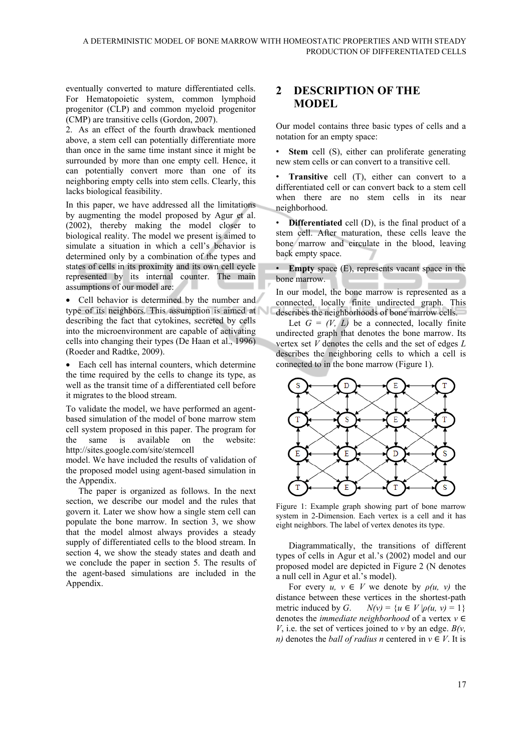eventually converted to mature differentiated cells. For Hematopoietic system, common lymphoid progenitor (CLP) and common myeloid progenitor (CMP) are transitive cells (Gordon, 2007).

2. As an effect of the fourth drawback mentioned above, a stem cell can potentially differentiate more than once in the same time instant since it might be surrounded by more than one empty cell. Hence, it can potentially convert more than one of its neighboring empty cells into stem cells. Clearly, this lacks biological feasibility.

In this paper, we have addressed all the limitations by augmenting the model proposed by Agur et al. (2002), thereby making the model closer to biological reality. The model we present is aimed to simulate a situation in which a cell's behavior is determined only by a combination of the types and states of cells in its proximity and its own cell cycle represented by its internal counter. The main assumptions of our model are:

- Cell behavior is determined by the number and type of its neighbors. This assumption is aimed at describing the fact that cytokines, secreted by cells into the microenvironment are capable of activating cells into changing their types (De Haan et al., 1996) (Roeder and Radtke, 2009).
- Each cell has internal counters, which determine the time required by the cells to change its type, as well as the transit time of a differentiated cell before it migrates to the blood stream.

To validate the model, we have performed an agent-based simulation of the model of bone marrow stem cell system proposed in this paper. The program for the same is available on the website: http://sites.google.com/site/stemcell model. We have included the results of validation of the proposed model using agent-based simulation in the Appendix.

The paper is organized as follows. In the next section, we describe our model and the rules that govern it. Later we show how a single stem cell can populate the bone marrow. In section 3, we show that the model almost always provides a steady supply of differentiated cells to the blood stream. In section 4, we show the steady states and death and we conclude the paper in section 5. The results of the agent-based simulations are included in the Appendix.

## 2 DESCRIPTION OF THE MODEL

Our model contains three basic types of cells and a notation for an empty space:

- **Stem** cell (S), either can proliferate generating new stem cells or can convert to a transitive cell.
- **Transitive** cell (T), either can convert to a differentiated cell or can convert back to a stem cell when there are no stem cells in its near neighborhood.
- **Differentiated** cell (D), is the final product of a stem cell. After maturation, these cells leave the bone marrow and circulate in the blood, leaving back empty space.
- **Empty** space (E), represents vacant space in the bone marrow.

In our model, the bone marrow is represented as a connected, locally finite undirected graph. This describes the neighborhoods of bone marrow cells.

Let $G = (V, L)$ be a connected, locally finite undirected graph that denotes the bone marrow. Its vertex set $V$ denotes the cells and the set of edges $L$ describes the neighboring cells to which a cell is connected to in the bone marrow (Figure 1).

Figure 1: Example graph showing part of bone marrow system in 2-Dimension. Each vertex is a cell and it has eight neighbors. The label of vertex denotes its type.

Diagrammatically, the transitions of different types of cells in Agur et al.'s (2002) model and our proposed model are depicted in Figure 2 (N denotes a null cell in Agur et al.'s model).

For every $u, v \in V$ we denote by $\rho(u, v)$ the distance between these vertices in the shortest-path metric induced by $G$. $N(v) = \{u \in V \,|\, \rho(u, v) = 1\}$ denotes the *immediate neighborhood* of a vertex $v \in V$, i.e. the set of vertices joined to $v$ by an edge. $B(v, n)$ denotes the *ball of radius n* centered in $v \in V$. It is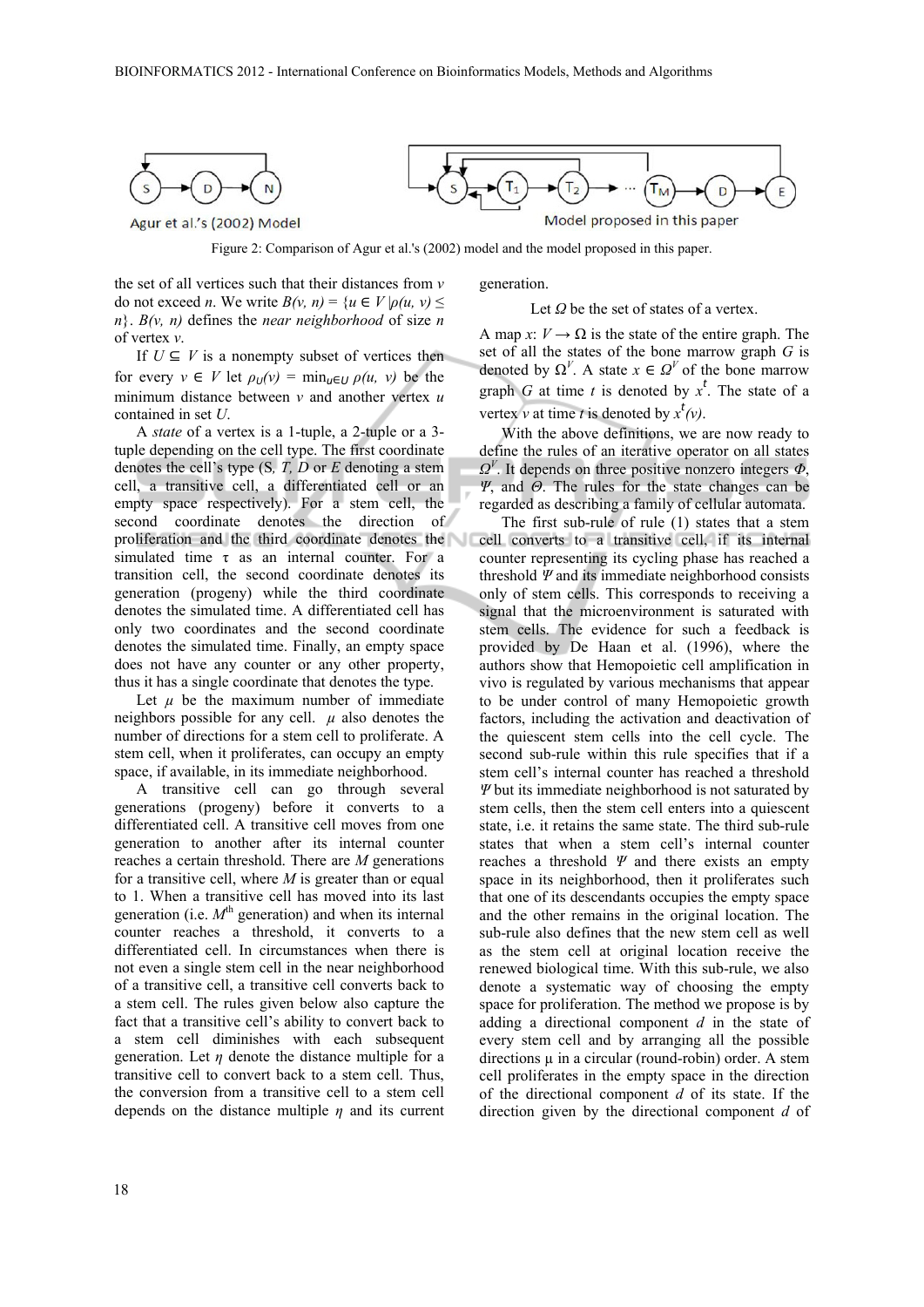Figure 2: Comparison of Agur et al.'s (2002) model and the model proposed in this paper.

the set of all vertices such that their distances from $v$ do not exceed $n$. We write $B(v, n) = \{u \in V \mid \rho(u, v) \leq n\}$. $B(v, n)$ defines the *near neighborhood* of size $n$ of vertex $v$.

If $U \subseteq V$ is a nonempty subset of vertices then for every $v \in V$ let $\rho_U(v) = \min_{u \in U} \rho(u, v)$ be the minimum distance between $v$ and another vertex $u$ contained in set $U$.

A *state* of a vertex is a 1-tuple, a 2-tuple or a 3-tuple depending on the cell type. The first coordinate denotes the cell's type ($S$, $T$, $D$ or $E$ denoting a stem cell, a transitive cell, a differentiated cell or an empty space respectively). For a stem cell, the second coordinate denotes the direction of proliferation and the third coordinate denotes the simulated time $\tau$ as an internal counter. For a transition cell, the second coordinate denotes its generation (progeny) while the third coordinate denotes the simulated time. A differentiated cell has only two coordinates and the second coordinate denotes the simulated time. Finally, an empty space does not have any counter or any other property, thus it has a single coordinate that denotes the type.

Let $\mu$ be the maximum number of immediate neighbors possible for any cell. $\mu$ also denotes the number of directions for a stem cell to proliferate. A stem cell, when it proliferates, can occupy an empty space, if available, in its immediate neighborhood.

A transitive cell can go through several generations (progeny) before it converts to a differentiated cell. A transitive cell moves from one generation to another after its internal counter reaches a certain threshold. There are $M$ generations for a transitive cell, where $M$ is greater than or equal to 1. When a transitive cell has moved into its last generation (i.e. $M^{\text{th}}$ generation) and when its internal counter reaches a threshold, it converts to a differentiated cell. In circumstances when there is not even a single stem cell in the near neighborhood of a transitive cell, a transitive cell converts back to a stem cell. The rules given below also capture the fact that a transitive cell's ability to convert back to a stem cell diminishes with each subsequent generation. Let $\eta$ denote the distance multiple for a transitive cell to convert back to a stem cell. Thus, the conversion from a transitive cell to a stem cell depends on the distance multiple $\eta$ and its current generation.

Let $\Omega$ be the set of states of a vertex.

A map $x$: $V \rightarrow \Omega$ is the state of the entire graph. The set of all the states of the bone marrow graph $G$ is denoted by $\Omega^V$. A state $x \in \Omega^V$ of the bone marrow graph $G$ at time $t$ is denoted by $x^t$. The state of a vertex $v$ at time $t$ is denoted by $x^t(v)$.

With the above definitions, we are now ready to define the rules of an iterative operator on all states $\Omega^V$. It depends on three positive nonzero integers $\Phi$, $\Psi$, and $\Theta$. The rules for the state changes can be regarded as describing a family of cellular automata.

The first sub-rule of rule (1) states that a stem cell converts to a transitive cell, if its internal counter representing its cycling phase has reached a threshold $\Psi$ and its immediate neighborhood consists only of stem cells. This corresponds to receiving a signal that the microenvironment is saturated with stem cells. The evidence for such a feedback is provided by De Haan et al. (1996), where the authors show that Hemopoietic cell amplification in vivo is regulated by various mechanisms that appear to be under control of many Hemopoietic growth factors, including the activation and deactivation of the quiescent stem cells into the cell cycle. The second sub-rule within this rule specifies that if a stem cell's internal counter has reached a threshold $\Psi$ but its immediate neighborhood is not saturated by stem cells, then the stem cell enters into a quiescent state, i.e. it retains the same state. The third sub-rule states that when a stem cell's internal counter reaches a threshold $\Psi$ and there exists an empty space in its neighborhood, then it proliferates such that one of its descendants occupies the empty space and the other remains in the original location. The sub-rule also defines that the new stem cell as well as the stem cell at original location receive the renewed biological time. With this sub-rule, we also denote a systematic way of choosing the empty space for proliferation. The method we propose is by adding a directional component $d$ in the state of every stem cell and by arranging all the possible directions $\mu$ in a circular (round-robin) order. A stem cell proliferates in the empty space in the direction of the directional component $d$ of its state. If the direction given by the directional component $d$ of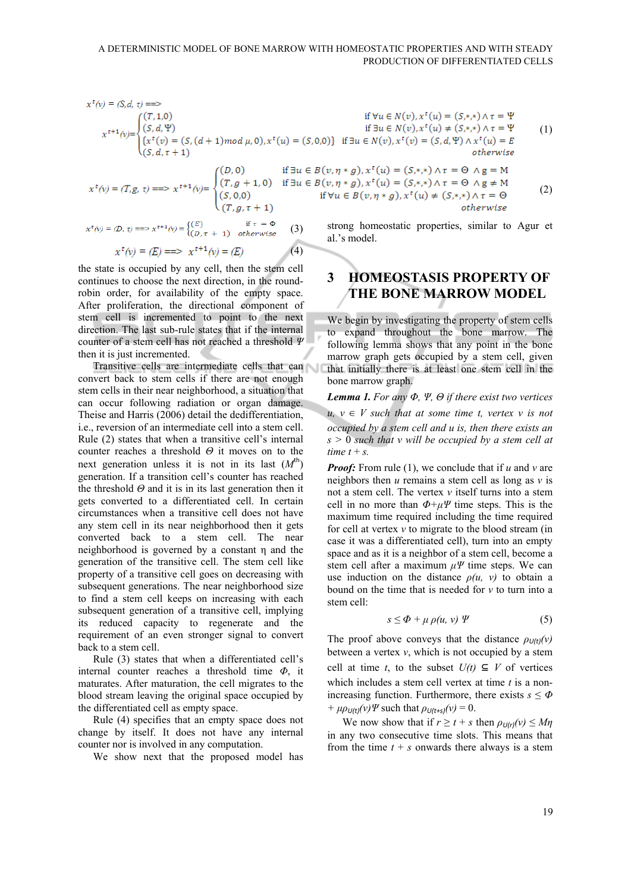$$x^t(v) = (S,d,\tau) \Longrightarrow x^{t+1}(v) = \begin{cases} (T,1,0) & \text{if } \forall u \in N(v), x^t(u) = (S,*,*) \wedge \tau = \Psi \\ (S,d,\Psi) & \text{if } \exists u \in N(v), x^t(u) \neq (S,*,*) \wedge \tau = \Psi \\ \{x^t(v) = (S,(d+1) \bmod \mu, 0), x^t(u) = (S,0,0)\} & \text{if } \exists u \in N(v), x^t(v) = (S,d,\Psi) \wedge x^t(u) = E \\ (S,d,\tau+1) & \text{otherwise} \end{cases} \quad (1)$$

$$x^t(v) = (T,g,\tau) \Longrightarrow x^{t+1}(v) = \begin{cases} (D,0) & \text{if } \exists u \in B(v,\eta * g), x^t(u) = (S,*,*) \wedge \tau = \Theta \wedge g = M \\ (T,g+1,0) & \text{if } \exists u \in B(v,\eta * g), x^t(u) = (S,*,*) \wedge \tau = \Theta \wedge g \neq M \\ (S,0,0) & \text{if } \forall u \in B(v,\eta * g), x^t(u) \neq (S,*,*) \wedge \tau = \Theta \\ (T,g,\tau+1) & \text{otherwise} \end{cases} \quad (2)$$

$$x^t(v) = (D,\tau) \Longrightarrow x^{t+1}(v) = \begin{cases} (E) & \text{if } \tau = \Phi \\ (D,\tau+1) & \text{otherwise} \end{cases} \quad (3)$$

$$x^t(v) = (E) \Longrightarrow x^{t+1}(v) = (E) \quad (4)$$

the state is occupied by any cell, then the stem cell continues to choose the next direction, in the round-robin order, for availability of the empty space. After proliferation, the directional component of stem cell is incremented to point to the next direction. The last sub-rule states that if the internal counter of a stem cell has not reached a threshold $\Psi$ then it is just incremented.

Transitive cells are intermediate cells that can convert back to stem cells if there are not enough stem cells in their near neighborhood, a situation that can occur following radiation or organ damage. Theise and Harris (2006) detail the dedifferentiation, i.e., reversion of an intermediate cell into a stem cell. Rule (2) states that when a transitive cell's internal counter reaches a threshold $\Theta$ it moves on to the next generation unless it is not in its last ($M^{th}$) generation. If a transition cell's counter has reached the threshold $\Theta$ and it is in its last generation then it gets converted to a differentiated cell. In certain circumstances when a transitive cell does not have any stem cell in its near neighborhood then it gets converted back to a stem cell. The near neighborhood is governed by a constant $\eta$ and the generation of the transitive cell. The stem cell like property of a transitive cell goes on decreasing with subsequent generations. The near neighborhood size to find a stem cell keeps on increasing with each subsequent generation of a transitive cell, implying its reduced capacity to regenerate and the requirement of an even stronger signal to convert back to a stem cell.

Rule (3) states that when a differentiated cell's internal counter reaches a threshold time $\Phi$, it maturates. After maturation, the cell migrates to the blood stream leaving the original space occupied by the differentiated cell as empty space.

Rule (4) specifies that an empty space does not change by itself. It does not have any internal counter nor is involved in any computation.

We show next that the proposed model has strong homeostatic properties, similar to Agur et al.'s model.

## 3 HOMEOSTASIS PROPERTY OF THE BONE MARROW MODEL

We begin by investigating the property of stem cells to expand throughout the bone marrow. The following lemma shows that any point in the bone marrow graph gets occupied by a stem cell, given that initially there is at least one stem cell in the bone marrow graph.

***Lemma 1.*** *For any $\Phi$, $\Psi$, $\Theta$ if there exist two vertices $u, v \in V$ such that at some time $t$, vertex $v$ is not occupied by a stem cell and $u$ is, then there exists an $s > 0$ such that $v$ will be occupied by a stem cell at time $t + s$.*

***Proof:*** From rule (1), we conclude that if $u$ and $v$ are neighbors then $u$ remains a stem cell as long as $v$ is not a stem cell. The vertex $v$ itself turns into a stem cell in no more than $\Phi+\mu\Psi$ time steps. This is the maximum time required including the time required for cell at vertex $v$ to migrate to the blood stream (in case it was a differentiated cell), turn into an empty space and as it is a neighbor of a stem cell, become a stem cell after a maximum $\mu\Psi$ time steps. We can use induction on the distance $\rho(u, v)$ to obtain a bound on the time that is needed for $v$ to turn into a stem cell:

$$s \leq \Phi + \mu\, \rho(u, v)\, \Psi \quad (5)$$

The proof above conveys that the distance $\rho_{U(t)}(v)$ between a vertex $v$, which is not occupied by a stem cell at time $t$, to the subset $U(t) \subseteq V$ of vertices which includes a stem cell vertex at time $t$ is a non-increasing function. Furthermore, there exists $s \leq \Phi + \mu\rho_{U(t)}(v)\Psi$ such that $\rho_{U(t+s)}(v) = 0$.

We now show that if $r \geq t + s$ then $\rho_{U(r)}(v) \leq M\eta$ in any two consecutive time slots. This means that from the time $t + s$ onwards there always is a stem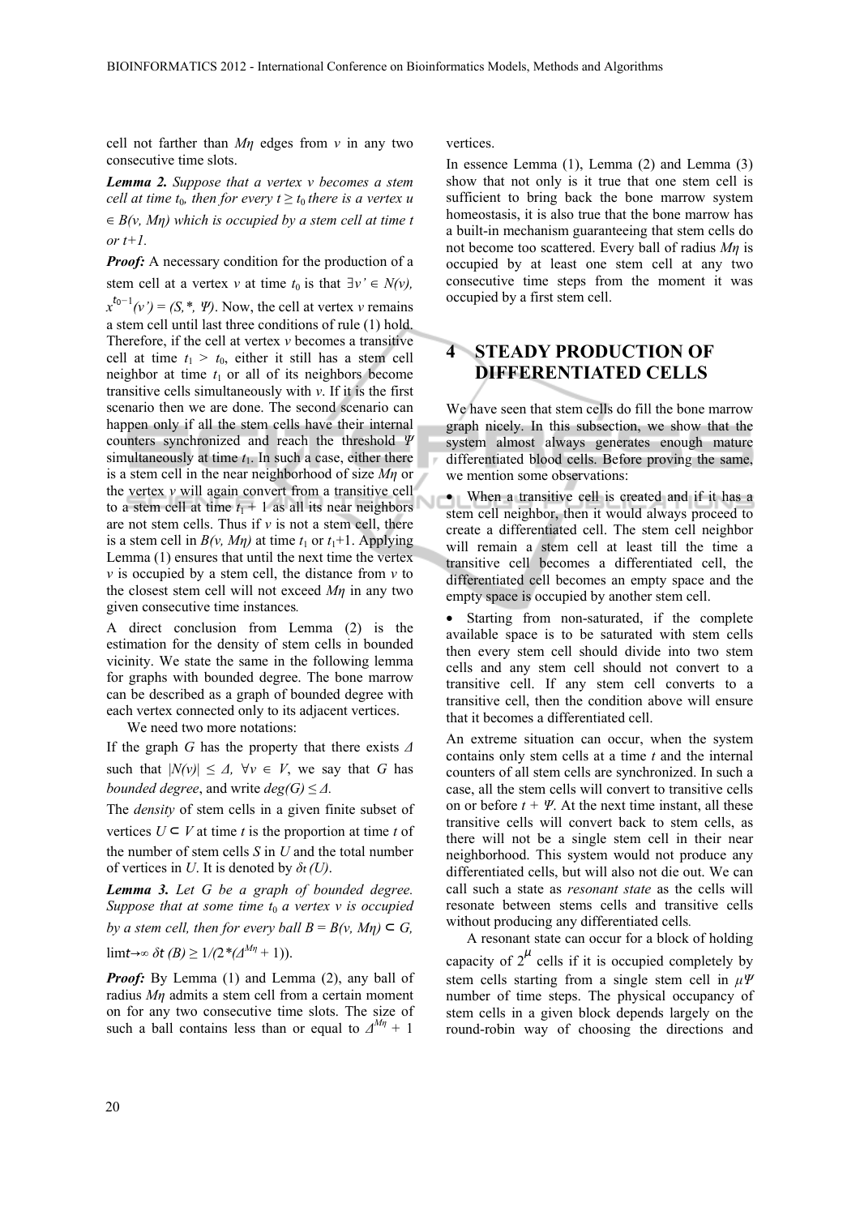cell not farther than $M\eta$ edges from $v$ in any two consecutive time slots.

***Lemma 2.*** *Suppose that a vertex v becomes a stem cell at time $t_0$, then for every $t \geq t_0$ there is a vertex $u \in B(v, M\eta)$ which is occupied by a stem cell at time t or t+1.*

***Proof:*** A necessary condition for the production of a stem cell at a vertex $v$ at time $t_0$ is that $\exists v' \in N(v)$, $x^{t_0-1}(v') = (S,*, \Psi)$. Now, the cell at vertex $v$ remains a stem cell until last three conditions of rule (1) hold. Therefore, if the cell at vertex $v$ becomes a transitive cell at time $t_1 > t_0$, either it still has a stem cell neighbor at time $t_1$ or all of its neighbors become transitive cells simultaneously with $v$. If it is the first scenario then we are done. The second scenario can happen only if all the stem cells have their internal counters synchronized and reach the threshold $\Psi$ simultaneously at time $t_1$. In such a case, either there is a stem cell in the near neighborhood of size $M\eta$ or the vertex $v$ will again convert from a transitive cell to a stem cell at time $t_1 + 1$ as all its near neighbors are not stem cells. Thus if $v$ is not a stem cell, there is a stem cell in $B(v, M\eta)$ at time $t_1$ or $t_1$+1. Applying Lemma (1) ensures that until the next time the vertex $v$ is occupied by a stem cell, the distance from $v$ to the closest stem cell will not exceed $M\eta$ in any two given consecutive time instances.

A direct conclusion from Lemma (2) is the estimation for the density of stem cells in bounded vicinity. We state the same in the following lemma for graphs with bounded degree. The bone marrow can be described as a graph of bounded degree with each vertex connected only to its adjacent vertices.

We need two more notations:

If the graph $G$ has the property that there exists $\Delta$ such that $|N(v)| \leq \Delta$, $\forall v \in V$, we say that $G$ has *bounded degree*, and write $deg(G) \leq \Delta$.

The *density* of stem cells in a given finite subset of vertices $U \subset V$ at time $t$ is the proportion at time $t$ of the number of stem cells $S$ in $U$ and the total number of vertices in $U$. It is denoted by $\delta_t(U)$.

***Lemma 3.*** *Let G be a graph of bounded degree. Suppose that at some time $t_0$ a vertex v is occupied by a stem cell, then for every ball $B = B(v, M\eta) \subset G$, $\lim_{t\to\infty} \delta_t(B) \geq 1/(2*(\Delta^{M\eta} + 1))$.*

***Proof:*** By Lemma (1) and Lemma (2), any ball of radius $M\eta$ admits a stem cell from a certain moment on for any two consecutive time slots. The size of such a ball contains less than or equal to $\Delta^{M\eta} + 1$ vertices.

In essence Lemma (1), Lemma (2) and Lemma (3) show that not only is it true that one stem cell is sufficient to bring back the bone marrow system homeostasis, it is also true that the bone marrow has a built-in mechanism guaranteeing that stem cells do not become too scattered. Every ball of radius $M\eta$ is occupied by at least one stem cell at any two consecutive time steps from the moment it was occupied by a first stem cell.

# 4 STEADY PRODUCTION OF DIFFERENTIATED CELLS

We have seen that stem cells do fill the bone marrow graph nicely. In this subsection, we show that the system almost always generates enough mature differentiated blood cells. Before proving the same, we mention some observations:

- When a transitive cell is created and if it has a stem cell neighbor, then it would always proceed to create a differentiated cell. The stem cell neighbor will remain a stem cell at least till the time a transitive cell becomes a differentiated cell, the differentiated cell becomes an empty space and the empty space is occupied by another stem cell.
- Starting from non-saturated, if the complete available space is to be saturated with stem cells then every stem cell should divide into two stem cells and any stem cell should not convert to a transitive cell. If any stem cell converts to a transitive cell, then the condition above will ensure that it becomes a differentiated cell.

An extreme situation can occur, when the system contains only stem cells at a time $t$ and the internal counters of all stem cells are synchronized. In such a case, all the stem cells will convert to transitive cells on or before $t + \Psi$. At the next time instant, all these transitive cells will convert back to stem cells, as there will not be a single stem cell in their near neighborhood. This system would not produce any differentiated cells, but will also not die out. We can call such a state as *resonant state* as the cells will resonate between stems cells and transitive cells without producing any differentiated cells.

A resonant state can occur for a block of holding capacity of $2^{\mu}$ cells if it is occupied completely by stem cells starting from a single stem cell in $\mu\Psi$ number of time steps. The physical occupancy of stem cells in a given block depends largely on the round-robin way of choosing the directions and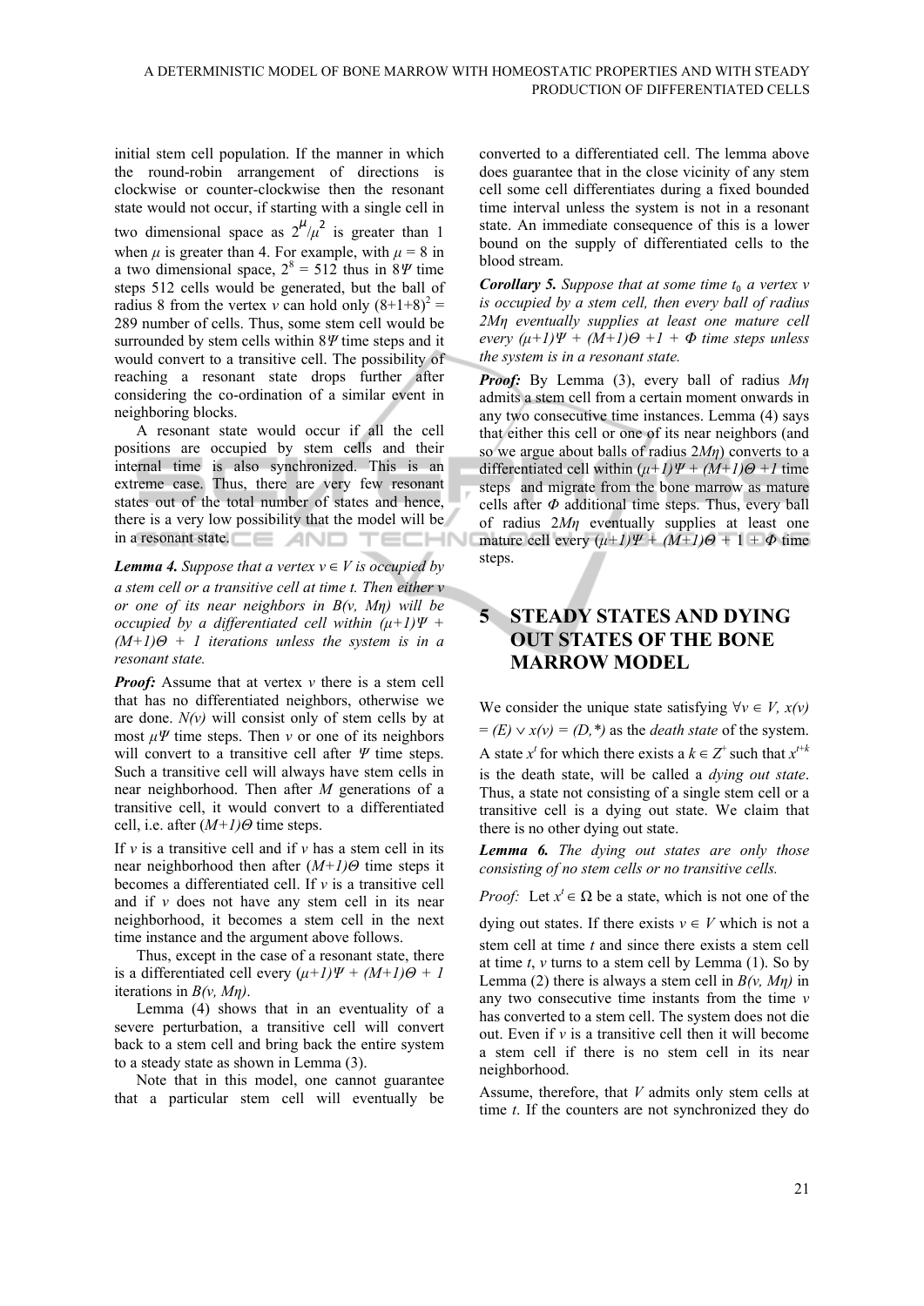initial stem cell population. If the manner in which the round-robin arrangement of directions is clockwise or counter-clockwise then the resonant state would not occur, if starting with a single cell in two dimensional space as $2^{\mu}/\mu^2$ is greater than 1 when $\mu$ is greater than 4. For example, with $\mu = 8$ in a two dimensional space, $2^8 = 512$ thus in $8\Psi$ time steps 512 cells would be generated, but the ball of radius 8 from the vertex $v$ can hold only $(8+1+8)^2 = 289$ number of cells. Thus, some stem cell would be surrounded by stem cells within $8\Psi$ time steps and it would convert to a transitive cell. The possibility of reaching a resonant state drops further after considering the co-ordination of a similar event in neighboring blocks.

A resonant state would occur if all the cell positions are occupied by stem cells and their internal time is also synchronized. This is an extreme case. Thus, there are very few resonant states out of the total number of states and hence, there is a very low possibility that the model will be in a resonant state.

***Lemma 4.*** *Suppose that a vertex $v \in V$ is occupied by a stem cell or a transitive cell at time t. Then either v or one of its near neighbors in $B(v, M\eta)$ will be occupied by a differentiated cell within $(\mu+1)\Psi + (M+1)\Theta + 1$ iterations unless the system is in a resonant state.*

***Proof:*** Assume that at vertex $v$ there is a stem cell that has no differentiated neighbors, otherwise we are done. $N(v)$ will consist only of stem cells by at most $\mu\Psi$ time steps. Then $v$ or one of its neighbors will convert to a transitive cell after $\Psi$ time steps. Such a transitive cell will always have stem cells in near neighborhood. Then after $M$ generations of a transitive cell, it would convert to a differentiated cell, i.e. after $(M+1)\Theta$ time steps.

If $v$ is a transitive cell and if $v$ has a stem cell in its near neighborhood then after $(M+1)\Theta$ time steps it becomes a differentiated cell. If $v$ is a transitive cell and if $v$ does not have any stem cell in its near neighborhood, it becomes a stem cell in the next time instance and the argument above follows.

Thus, except in the case of a resonant state, there is a differentiated cell every $(\mu+1)\Psi + (M+1)\Theta + 1$ iterations in $B(v, M\eta)$.

Lemma (4) shows that in an eventuality of a severe perturbation, a transitive cell will convert back to a stem cell and bring back the entire system to a steady state as shown in Lemma (3).

Note that in this model, one cannot guarantee that a particular stem cell will eventually be converted to a differentiated cell. The lemma above does guarantee that in the close vicinity of any stem cell some cell differentiates during a fixed bounded time interval unless the system is not in a resonant state. An immediate consequence of this is a lower bound on the supply of differentiated cells to the blood stream.

***Corollary 5.*** *Suppose that at some time $t_0$ a vertex v is occupied by a stem cell, then every ball of radius $2M\eta$ eventually supplies at least one mature cell every $(\mu+1)\Psi + (M+1)\Theta + 1 + \Phi$ time steps unless the system is in a resonant state.*

***Proof:*** By Lemma (3), every ball of radius $M\eta$ admits a stem cell from a certain moment onwards in any two consecutive time instances. Lemma (4) says that either this cell or one of its near neighbors (and so we argue about balls of radius $2M\eta$) converts to a differentiated cell within $(\mu+1)\Psi + (M+1)\Theta + 1$ time steps and migrate from the bone marrow as mature cells after $\Phi$ additional time steps. Thus, every ball of radius $2M\eta$ eventually supplies at least one mature cell every $(\mu+1)\Psi + (M+1)\Theta + 1 + \Phi$ time steps.

# 5 STEADY STATES AND DYING OUT STATES OF THE BONE MARROW MODEL

We consider the unique state satisfying $\forall v \in V,\ x(v) = (E) \vee x(v) = (D,*)$ as the *death state* of the system. A state $x^t$ for which there exists a $k \in Z^+$ such that $x^{t+k}$ is the death state, will be called a *dying out state*. Thus, a state not consisting of a single stem cell or a transitive cell is a dying out state. We claim that there is no other dying out state.

***Lemma 6.*** *The dying out states are only those consisting of no stem cells or no transitive cells.*

*Proof:* Let $x^t \in \Omega$ be a state, which is not one of the dying out states. If there exists $v \in V$ which is not a stem cell at time $t$ and since there exists a stem cell at time $t$, $v$ turns to a stem cell by Lemma (1). So by Lemma (2) there is always a stem cell in $B(v, M\eta)$ in any two consecutive time instants from the time $v$ has converted to a stem cell. The system does not die out. Even if $v$ is a transitive cell then it will become a stem cell if there is no stem cell in its near neighborhood.

Assume, therefore, that $V$ admits only stem cells at time $t$. If the counters are not synchronized they do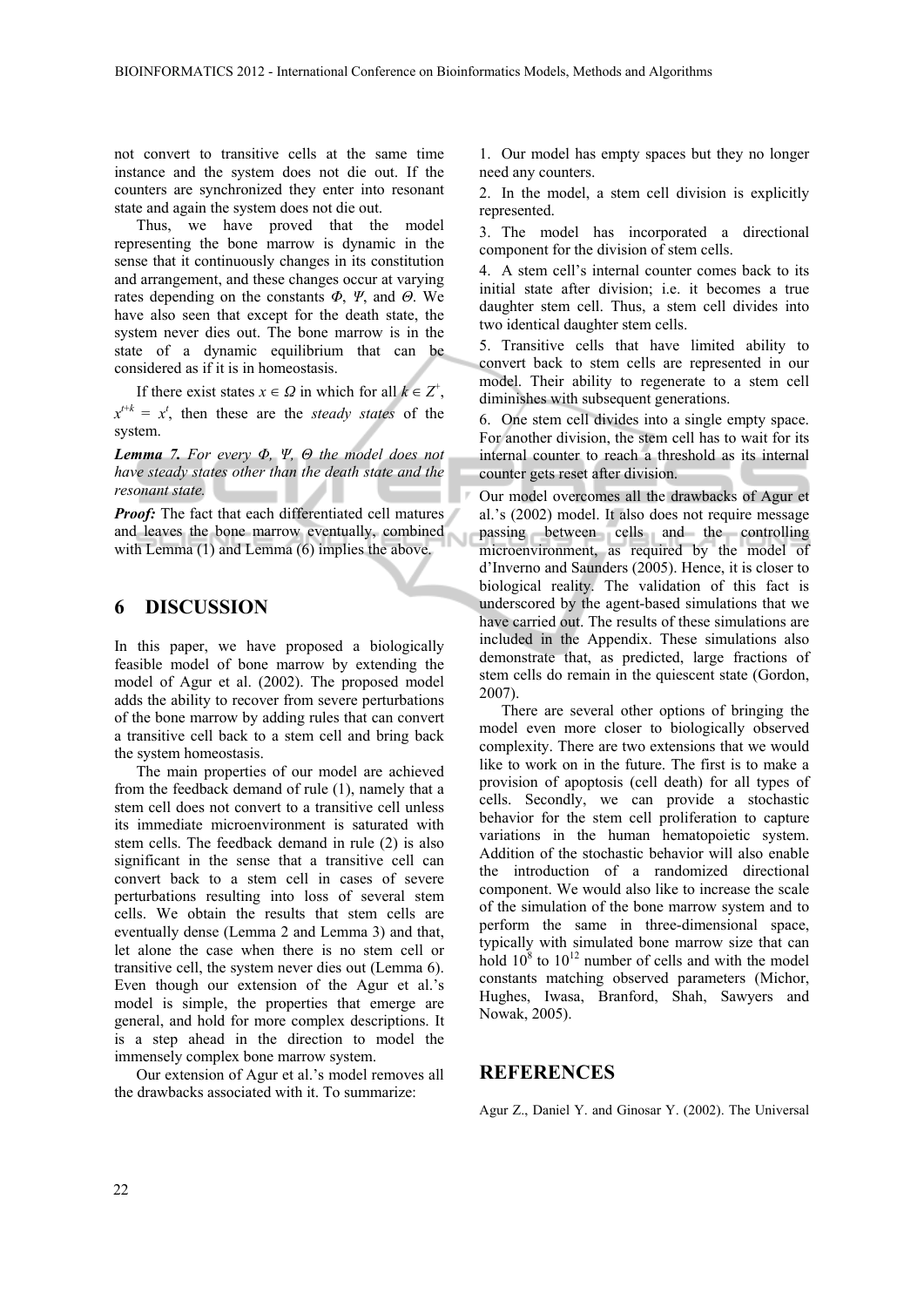not convert to transitive cells at the same time instance and the system does not die out. If the counters are synchronized they enter into resonant state and again the system does not die out.

Thus, we have proved that the model representing the bone marrow is dynamic in the sense that it continuously changes in its constitution and arrangement, and these changes occur at varying rates depending on the constants $\Phi$, $\Psi$, and $\Theta$. We have also seen that except for the death state, the system never dies out. The bone marrow is in the state of a dynamic equilibrium that can be considered as if it is in homeostasis.

If there exist states $x \in \Omega$ in which for all $k \in Z^+$, $x^{t+k} = x^t$, then these are the *steady states* of the system.

***Lemma 7.*** *For every $\Phi$, $\Psi$, $\Theta$ the model does not have steady states other than the death state and the resonant state.*

***Proof:*** The fact that each differentiated cell matures and leaves the bone marrow eventually, combined with Lemma (1) and Lemma (6) implies the above.

## 6 DISCUSSION

In this paper, we have proposed a biologically feasible model of bone marrow by extending the model of Agur et al. (2002). The proposed model adds the ability to recover from severe perturbations of the bone marrow by adding rules that can convert a transitive cell back to a stem cell and bring back the system homeostasis.

The main properties of our model are achieved from the feedback demand of rule (1), namely that a stem cell does not convert to a transitive cell unless its immediate microenvironment is saturated with stem cells. The feedback demand in rule (2) is also significant in the sense that a transitive cell can convert back to a stem cell in cases of severe perturbations resulting into loss of several stem cells. We obtain the results that stem cells are eventually dense (Lemma 2 and Lemma 3) and that, let alone the case when there is no stem cell or transitive cell, the system never dies out (Lemma 6). Even though our extension of the Agur et al.'s model is simple, the properties that emerge are general, and hold for more complex descriptions. It is a step ahead in the direction to model the immensely complex bone marrow system.

Our extension of Agur et al.'s model removes all the drawbacks associated with it. To summarize:

1. Our model has empty spaces but they no longer need any counters.
2. In the model, a stem cell division is explicitly represented.
3. The model has incorporated a directional component for the division of stem cells.
4. A stem cell's internal counter comes back to its initial state after division; i.e. it becomes a true daughter stem cell. Thus, a stem cell divides into two identical daughter stem cells.
5. Transitive cells that have limited ability to convert back to stem cells are represented in our model. Their ability to regenerate to a stem cell diminishes with subsequent generations.
6. One stem cell divides into a single empty space. For another division, the stem cell has to wait for its internal counter to reach a threshold as its internal counter gets reset after division.

Our model overcomes all the drawbacks of Agur et al.'s (2002) model. It also does not require message passing between cells and the controlling microenvironment, as required by the model of d'Inverno and Saunders (2005). Hence, it is closer to biological reality. The validation of this fact is underscored by the agent-based simulations that we have carried out. The results of these simulations are included in the Appendix. These simulations also demonstrate that, as predicted, large fractions of stem cells do remain in the quiescent state (Gordon, 2007).

There are several other options of bringing the model even more closer to biologically observed complexity. There are two extensions that we would like to work on in the future. The first is to make a provision of apoptosis (cell death) for all types of cells. Secondly, we can provide a stochastic behavior for the stem cell proliferation to capture variations in the human hematopoietic system. Addition of the stochastic behavior will also enable the introduction of a randomized directional component. We would also like to increase the scale of the simulation of the bone marrow system and to perform the same in three-dimensional space, typically with simulated bone marrow size that can hold $10^8$ to $10^{12}$ number of cells and with the model constants matching observed parameters (Michor, Hughes, Iwasa, Branford, Shah, Sawyers and Nowak, 2005).

## REFERENCES

Agur Z., Daniel Y. and Ginosar Y. (2002). The Universal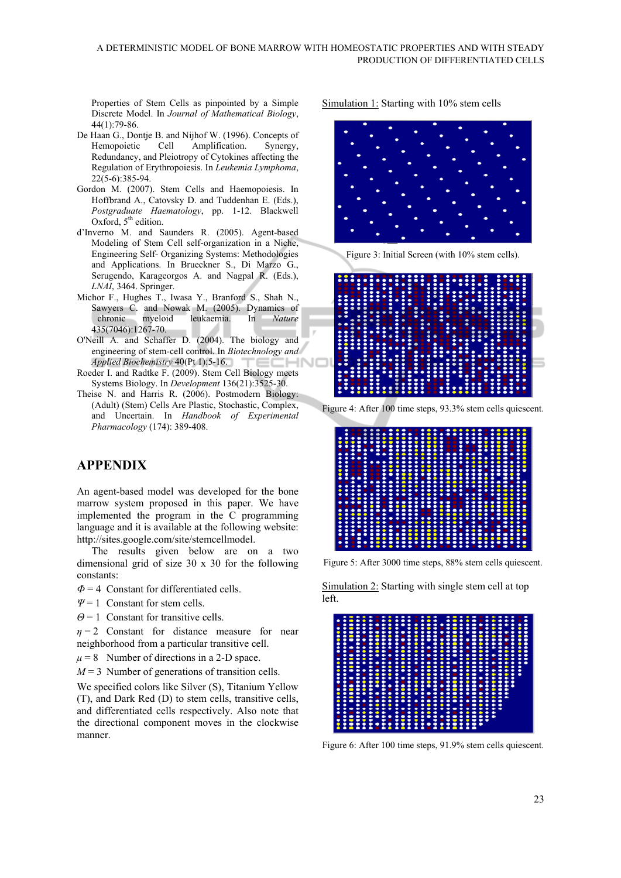Properties of Stem Cells as pinpointed by a Simple Discrete Model. In *Journal of Mathematical Biology*, 44(1):79-86.

De Haan G., Dontje B. and Nijhof W. (1996). Concepts of Hemopoietic Cell Amplification. Synergy, Redundancy, and Pleiotropy of Cytokines affecting the Regulation of Erythropoiesis. In *Leukemia Lymphoma*, 22(5-6):385-94.

Gordon M. (2007). Stem Cells and Haemopoiesis. In Hoffbrand A., Catovsky D. and Tuddenhan E. (Eds.), *Postgraduate Haematology*, pp. 1-12. Blackwell Oxford, 5th edition.

d'Inverno M. and Saunders R. (2005). Agent-based Modeling of Stem Cell self-organization in a Niche, Engineering Self- Organizing Systems: Methodologies and Applications. In Brueckner S., Di Marzo G., Serugendo, Karageorgos A. and Nagpal R. (Eds.), *LNAI*, 3464. Springer.

Michor F., Hughes T., Iwasa Y., Branford S., Shah N., Sawyers C. and Nowak M. (2005). Dynamics of chronic myeloid leukaemia. In *Nature* 435(7046):1267-70.

O'Neill A. and Schaffer D. (2004). The biology and engineering of stem-cell control. In *Biotechnology and Applied Biochemistry* 40(Pt 1):5-16.

Roeder I. and Radtke F. (2009). Stem Cell Biology meets Systems Biology. In *Development* 136(21):3525-30.

Theise N. and Harris R. (2006). Postmodern Biology: (Adult) (Stem) Cells Are Plastic, Stochastic, Complex, and Uncertain. In *Handbook of Experimental Pharmacology* (174): 389-408.

# APPENDIX

An agent-based model was developed for the bone marrow system proposed in this paper. We have implemented the program in the C programming language and it is available at the following website: http://sites.google.com/site/stemcellmodel.

The results given below are on a two dimensional grid of size 30 x 30 for the following constants:

$\Phi = 4$ Constant for differentiated cells.

$\Psi = 1$ Constant for stem cells.

$\Theta = 1$ Constant for transitive cells.

$\eta = 2$ Constant for distance measure for near neighborhood from a particular transitive cell.

$\mu = 8$ Number of directions in a 2-D space.

$M = 3$ Number of generations of transition cells.

We specified colors like Silver (S), Titanium Yellow (T), and Dark Red (D) to stem cells, transitive cells, and differentiated cells respectively. Also note that the directional component moves in the clockwise manner.

Simulation 1: Starting with 10% stem cells

Figure 3: Initial Screen (with 10% stem cells).

Figure 4: After 100 time steps, 93.3% stem cells quiescent.

Figure 5: After 3000 time steps, 88% stem cells quiescent.

Simulation 2: Starting with single stem cell at top left.

Figure 6: After 100 time steps, 91.9% stem cells quiescent.